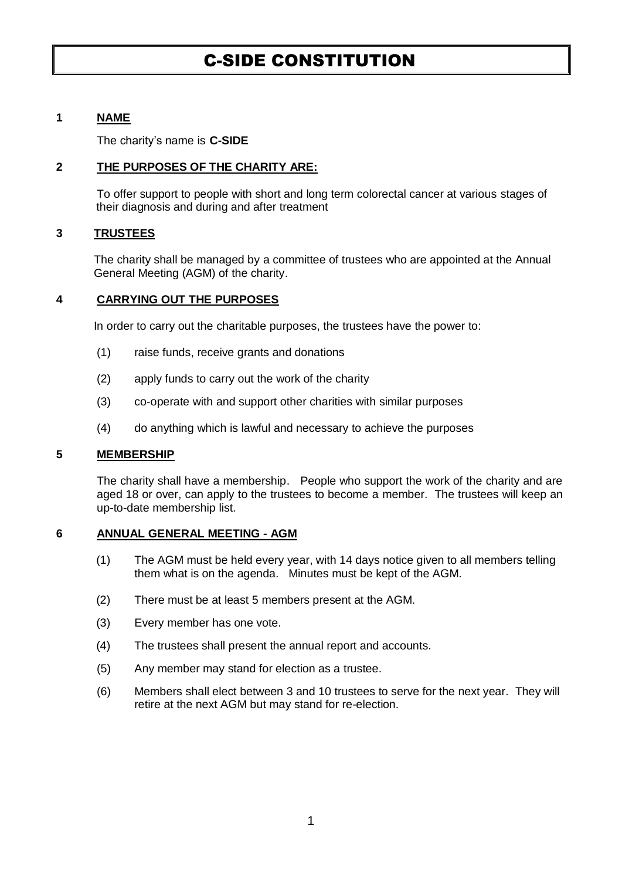# C-SIDE CONSTITUTION

## 1 NAME

The charity's name is **C-SIDE**

## 2 THE PURPOSES OF THE CHARITY ARE:

To offer support to people with short and long term colorectal cancer at various stages of their diagnosis and during and after treatment

## 3 TRUSTEES

The charity shall be managed by a committee of trustees who are appointed at the Annual General Meeting (AGM) of the charity.

## 4 CARRYING OUT THE PURPOSES

In order to carry out the charitable purposes, the trustees have the power to:

(1) raise funds, receive grants and donations

(2) apply funds to carry out the work of the charity

(3) co-operate with and support other charities with similar purposes

(4) do anything which is lawful and necessary to achieve the purposes

## 5 MEMBERSHIP

The charity shall have a membership. People who support the work of the charity and are aged 18 or over, can apply to the trustees to become a member. The trustees will keep an up-to-date membership list.

## 6 ANNUAL GENERAL MEETING - AGM

(1) The AGM must be held every year, with 14 days notice given to all members telling them what is on the agenda. Minutes must be kept of the AGM.

(2) There must be at least 5 members present at the AGM.

(3) Every member has one vote.

(4) The trustees shall present the annual report and accounts.

(5) Any member may stand for election as a trustee.

(6) Members shall elect between 3 and 10 trustees to serve for the next year. They will retire at the next AGM but may stand for re-election.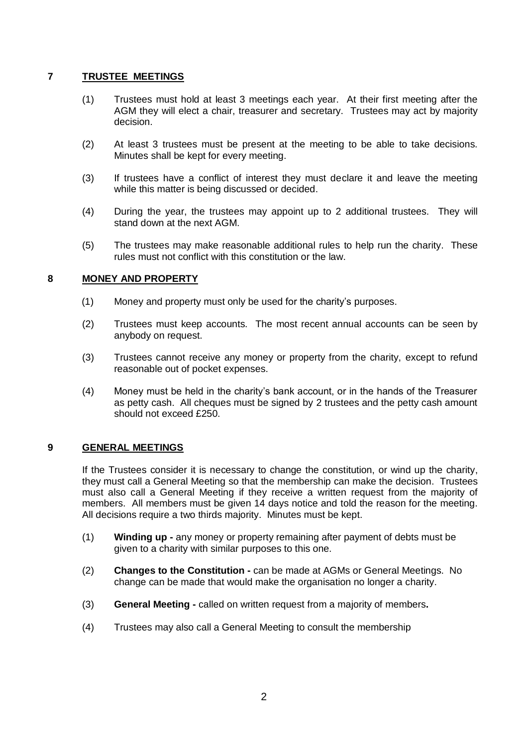## 7 TRUSTEE MEETINGS

(1) Trustees must hold at least 3 meetings each year. At their first meeting after the AGM they will elect a chair, treasurer and secretary. Trustees may act by majority decision.

(2) At least 3 trustees must be present at the meeting to be able to take decisions. Minutes shall be kept for every meeting.

(3) If trustees have a conflict of interest they must declare it and leave the meeting while this matter is being discussed or decided.

(4) During the year, the trustees may appoint up to 2 additional trustees. They will stand down at the next AGM.

(5) The trustees may make reasonable additional rules to help run the charity. These rules must not conflict with this constitution or the law.

## 8 MONEY AND PROPERTY

(1) Money and property must only be used for the charity's purposes.

(2) Trustees must keep accounts. The most recent annual accounts can be seen by anybody on request.

(3) Trustees cannot receive any money or property from the charity, except to refund reasonable out of pocket expenses.

(4) Money must be held in the charity's bank account, or in the hands of the Treasurer as petty cash. All cheques must be signed by 2 trustees and the petty cash amount should not exceed £250.

## 9 GENERAL MEETINGS

If the Trustees consider it is necessary to change the constitution, or wind up the charity, they must call a General Meeting so that the membership can make the decision. Trustees must also call a General Meeting if they receive a written request from the majority of members. All members must be given 14 days notice and told the reason for the meeting. All decisions require a two thirds majority. Minutes must be kept.

(1) **Winding up -** any money or property remaining after payment of debts must be given to a charity with similar purposes to this one.

(2) **Changes to the Constitution -** can be made at AGMs or General Meetings. No change can be made that would make the organisation no longer a charity.

(3) **General Meeting -** called on written request from a majority of members**.**

(4) Trustees may also call a General Meeting to consult the membership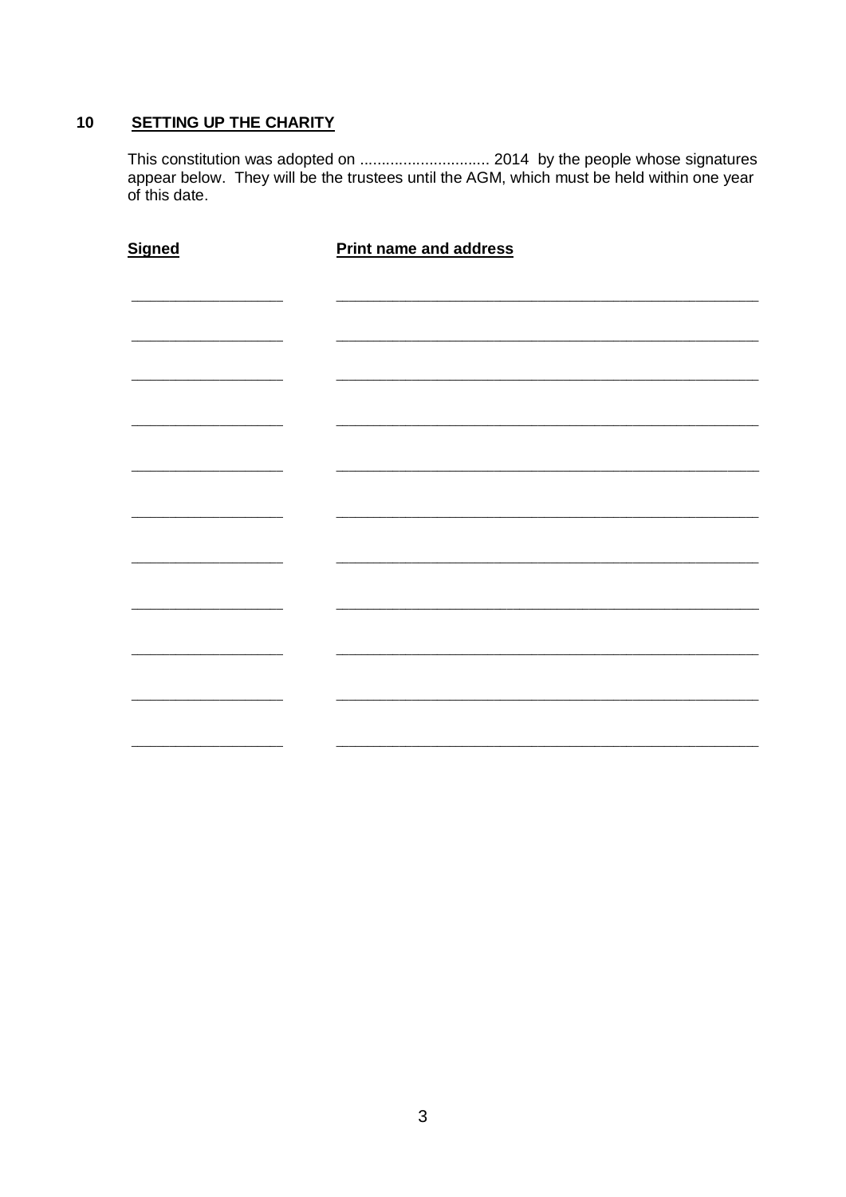## 10 SETTING UP THE CHARITY

This constitution was adopted on .............................. 2014 by the people whose signatures appear below. They will be the trustees until the AGM, which must be held within one year of this date.

| **Signed** | **Print name and address** |
|---|---|
| ____________________ | ________________________________________________________ |
| ____________________ | ________________________________________________________ |
| ____________________ | ________________________________________________________ |
| ____________________ | ________________________________________________________ |
| ____________________ | ________________________________________________________ |
| ____________________ | ________________________________________________________ |
| ____________________ | ________________________________________________________ |
| ____________________ | ________________________________________________________ |
| ____________________ | ________________________________________________________ |
| ____________________ | ________________________________________________________ |
| ____________________ | ________________________________________________________ |